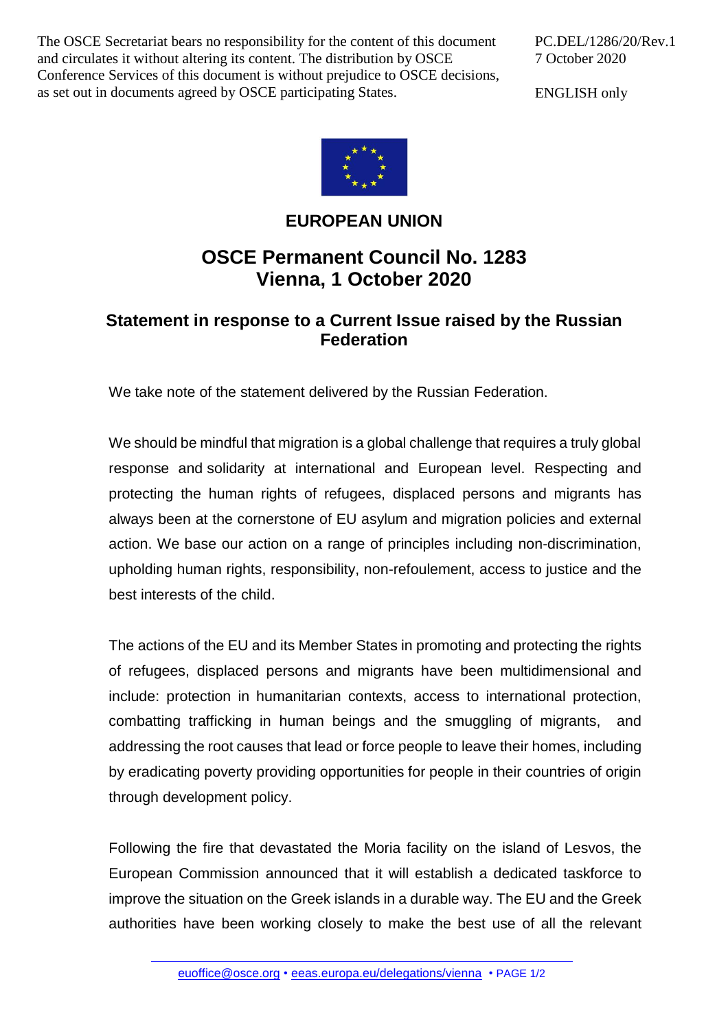The OSCE Secretariat bears no responsibility for the content of this document and circulates it without altering its content. The distribution by OSCE Conference Services of this document is without prejudice to OSCE decisions, as set out in documents agreed by OSCE participating States.

PC.DEL/1286/20/Rev.1
7 October 2020

ENGLISH only

**EUROPEAN UNION**

# OSCE Permanent Council No. 1283
# Vienna, 1 October 2020

## Statement in response to a Current Issue raised by the Russian Federation

We take note of the statement delivered by the Russian Federation.

We should be mindful that migration is a global challenge that requires a truly global response and solidarity at international and European level. Respecting and protecting the human rights of refugees, displaced persons and migrants has always been at the cornerstone of EU asylum and migration policies and external action. We base our action on a range of principles including non-discrimination, upholding human rights, responsibility, non-refoulement, access to justice and the best interests of the child.

The actions of the EU and its Member States in promoting and protecting the rights of refugees, displaced persons and migrants have been multidimensional and include: protection in humanitarian contexts, access to international protection, combatting trafficking in human beings and the smuggling of migrants, and addressing the root causes that lead or force people to leave their homes, including by eradicating poverty providing opportunities for people in their countries of origin through development policy.

Following the fire that devastated the Moria facility on the island of Lesvos, the European Commission announced that it will establish a dedicated taskforce to improve the situation on the Greek islands in a durable way. The EU and the Greek authorities have been working closely to make the best use of all the relevant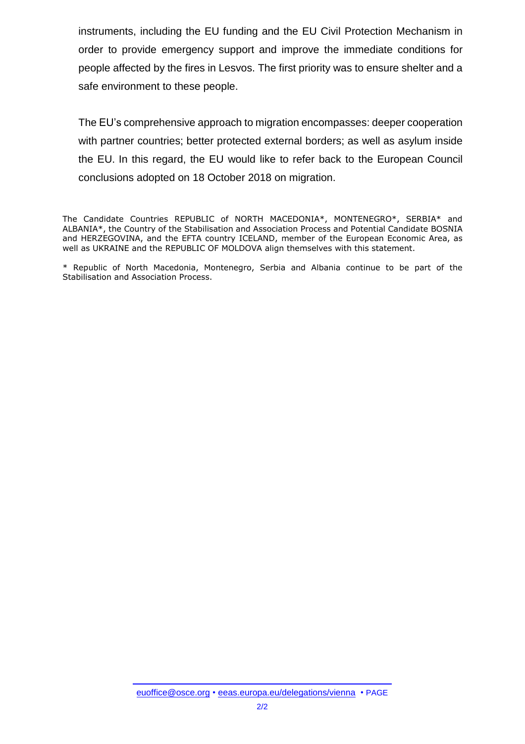instruments, including the EU funding and the EU Civil Protection Mechanism in order to provide emergency support and improve the immediate conditions for people affected by the fires in Lesvos. The first priority was to ensure shelter and a safe environment to these people.

The EU's comprehensive approach to migration encompasses: deeper cooperation with partner countries; better protected external borders; as well as asylum inside the EU. In this regard, the EU would like to refer back to the European Council conclusions adopted on 18 October 2018 on migration.

The Candidate Countries REPUBLIC of NORTH MACEDONIA*, MONTENEGRO*, SERBIA* and ALBANIA*, the Country of the Stabilisation and Association Process and Potential Candidate BOSNIA and HERZEGOVINA, and the EFTA country ICELAND, member of the European Economic Area, as well as UKRAINE and the REPUBLIC OF MOLDOVA align themselves with this statement.

* Republic of North Macedonia, Montenegro, Serbia and Albania continue to be part of the Stabilisation and Association Process.